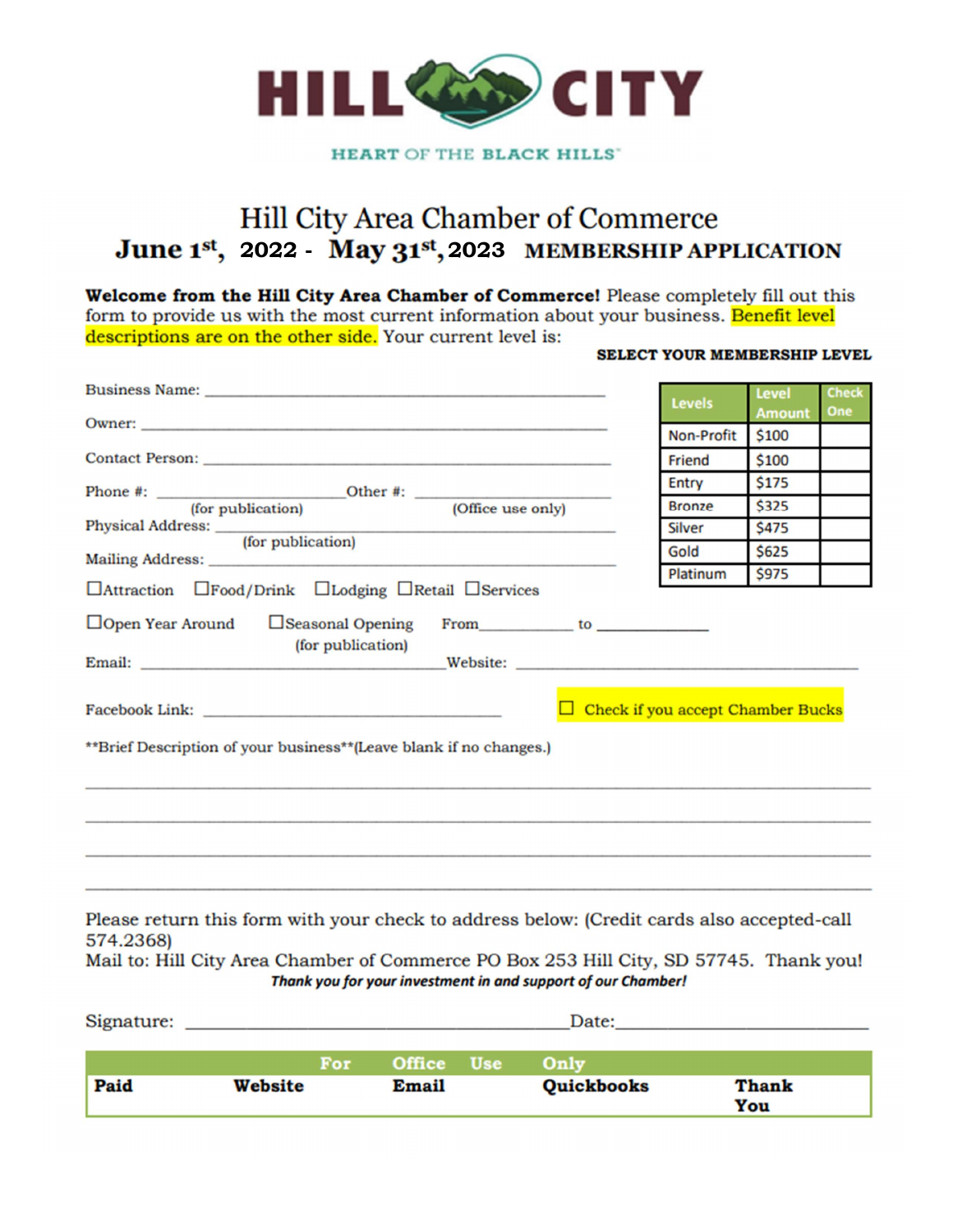# HILL CITY

HEART OF THE BLACK HILLS™

## Hill City Area Chamber of Commerce

## June 1st, 2022 - May 31st, 2023 MEMBERSHIP APPLICATION

**Welcome from the Hill City Area Chamber of Commerce!** Please completely fill out this form to provide us with the most current information about your business. Benefit level descriptions are on the other side. Your current level is:

**SELECT YOUR MEMBERSHIP LEVEL**

| Levels | Level Amount | Check One |
| --- | --- | --- |
| Non-Profit | $100 | |
| Friend | $100 | |
| Entry | $175 | |
| Bronze | $325 | |
| Silver | $475 | |
| Gold | $625 | |
| Platinum | $975 | |

Business Name: ______________________________

Owner: ______________________________

Contact Person: ______________________________

Phone #: ____________________ Other #: ____________________
(for publication) (Office use only)

Physical Address: ______________________________
(for publication)

Mailing Address: ______________________________

☐Attraction ☐Food/Drink ☐Lodging ☐Retail ☐Services

☐Open Year Around ☐Seasonal Opening From__________ to __________
(for publication)

Email: ____________________ Website: ____________________

Facebook Link: ______________________________ ☐ Check if you accept Chamber Bucks

**Brief Description of your business**(Leave blank if no changes.)

______________________________

______________________________

______________________________

______________________________

Please return this form with your check to address below: (Credit cards also accepted-call 574.2368)
Mail to: Hill City Area Chamber of Commerce PO Box 253 Hill City, SD 57745. Thank you!

***Thank you for your investment in and support of our Chamber!***

Signature: ______________________________ Date: ____________________

| For Office Use Only | | | | |
| --- | --- | --- | --- | --- |
| **Paid** | **Website** | **Email** | **Quickbooks** | **Thank You** |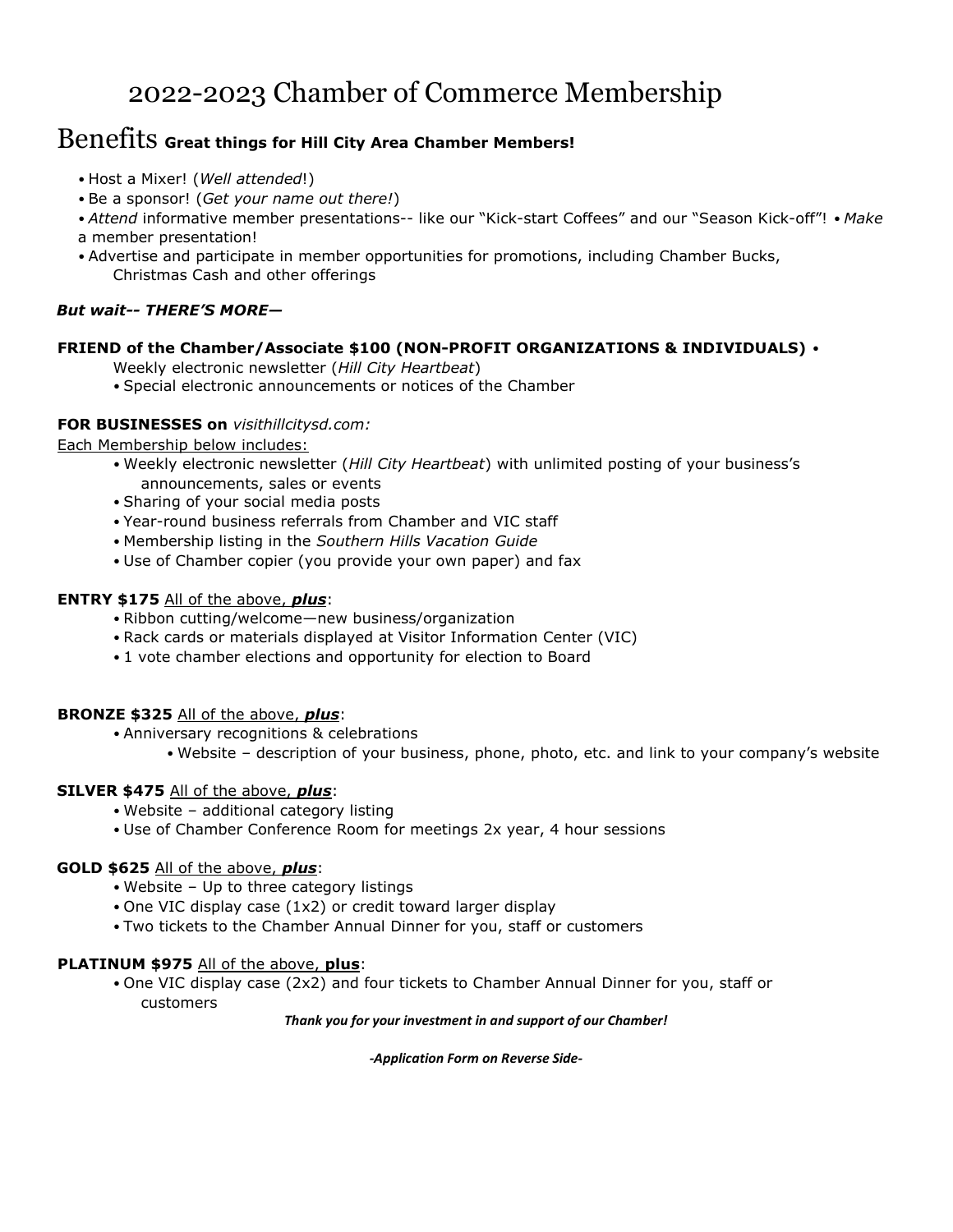# 2022-2023 Chamber of Commerce Membership

## Benefits **Great things for Hill City Area Chamber Members!**

- Host a Mixer! (*Well attended*!)
- Be a sponsor! (*Get your name out there!*)
- *Attend* informative member presentations-- like our "Kick-start Coffees" and our "Season Kick-off"!
- *Make* a member presentation!
- Advertise and participate in member opportunities for promotions, including Chamber Bucks, Christmas Cash and other offerings

***But wait-- THERE'S MORE—***

**FRIEND of the Chamber/Associate $100 (NON-PROFIT ORGANIZATIONS & INDIVIDUALS)**

- Weekly electronic newsletter (*Hill City Heartbeat*)
- Special electronic announcements or notices of the Chamber

**FOR BUSINESSES on** *visithillcitysd.com:*

Each Membership below includes:

- Weekly electronic newsletter (*Hill City Heartbeat*) with unlimited posting of your business's announcements, sales or events
- Sharing of your social media posts
- Year-round business referrals from Chamber and VIC staff
- Membership listing in the *Southern Hills Vacation Guide*
- Use of Chamber copier (you provide your own paper) and fax

**ENTRY $175** All of the above, ***plus***:

- Ribbon cutting/welcome—new business/organization
- Rack cards or materials displayed at Visitor Information Center (VIC)
- 1 vote chamber elections and opportunity for election to Board

**BRONZE $325** All of the above, ***plus***:

- Anniversary recognitions & celebrations
- Website – description of your business, phone, photo, etc. and link to your company's website

**SILVER $475** All of the above, ***plus***:

- Website – additional category listing
- Use of Chamber Conference Room for meetings 2x year, 4 hour sessions

**GOLD $625** All of the above, ***plus***:

- Website – Up to three category listings
- One VIC display case (1x2) or credit toward larger display
- Two tickets to the Chamber Annual Dinner for you, staff or customers

**PLATINUM $975** All of the above, **plus**:

- One VIC display case (2x2) and four tickets to Chamber Annual Dinner for you, staff or customers

***Thank you for your investment in and support of our Chamber!***

***-Application Form on Reverse Side-***